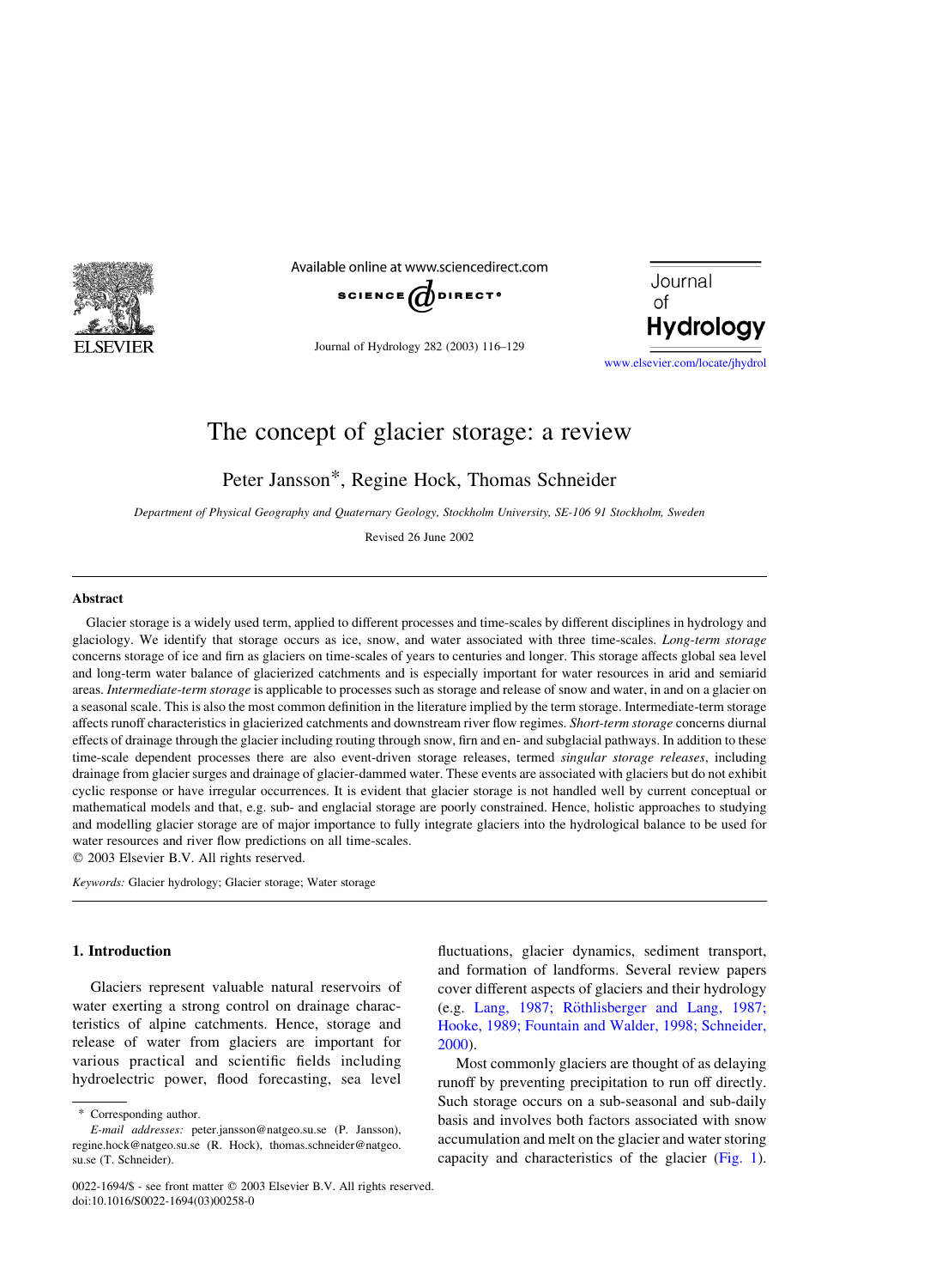# The concept of glacier storage: a review

Peter Jansson*, Regine Hock, Thomas Schneider

*Department of Physical Geography and Quaternary Geology, Stockholm University, SE-106 91 Stockholm, Sweden*

Revised 26 June 2002

## Abstract

Glacier storage is a widely used term, applied to different processes and time-scales by different disciplines in hydrology and glaciology. We identify that storage occurs as ice, snow, and water associated with three time-scales. *Long-term storage* concerns storage of ice and firn as glaciers on time-scales of years to centuries and longer. This storage affects global sea level and long-term water balance of glacierized catchments and is especially important for water resources in arid and semiarid areas. *Intermediate-term storage* is applicable to processes such as storage and release of snow and water, in and on a glacier on a seasonal scale. This is also the most common definition in the literature implied by the term storage. Intermediate-term storage affects runoff characteristics in glacierized catchments and downstream river flow regimes. *Short-term storage* concerns diurnal effects of drainage through the glacier including routing through snow, firn and en- and subglacial pathways. In addition to these time-scale dependent processes there are also event-driven storage releases, termed *singular storage releases*, including drainage from glacier surges and drainage of glacier-dammed water. These events are associated with glaciers but do not exhibit cyclic response or have irregular occurrences. It is evident that glacier storage is not handled well by current conceptual or mathematical models and that, e.g. sub- and englacial storage are poorly constrained. Hence, holistic approaches to studying and modelling glacier storage are of major importance to fully integrate glaciers into the hydrological balance to be used for water resources and river flow predictions on all time-scales.

© 2003 Elsevier B.V. All rights reserved.

*Keywords:* Glacier hydrology; Glacier storage; Water storage

## 1. Introduction

Glaciers represent valuable natural reservoirs of water exerting a strong control on drainage characteristics of alpine catchments. Hence, storage and release of water from glaciers are important for various practical and scientific fields including hydroelectric power, flood forecasting, sea level fluctuations, glacier dynamics, sediment transport, and formation of landforms. Several review papers cover different aspects of glaciers and their hydrology (e.g. Lang, 1987; Röthlisberger and Lang, 1987; Hooke, 1989; Fountain and Walder, 1998; Schneider, 2000).

Most commonly glaciers are thought of as delaying runoff by preventing precipitation to run off directly. Such storage occurs on a sub-seasonal and sub-daily basis and involves both factors associated with snow accumulation and melt on the glacier and water storing capacity and characteristics of the glacier (Fig. 1).

\* Corresponding author.

*E-mail addresses:* peter.jansson@natgeo.su.se (P. Jansson), regine.hock@natgeo.su.se (R. Hock), thomas.schneider@natgeo.su.se (T. Schneider).

0022-1694/$ - see front matter © 2003 Elsevier B.V. All rights reserved.
doi:10.1016/S0022-1694(03)00258-0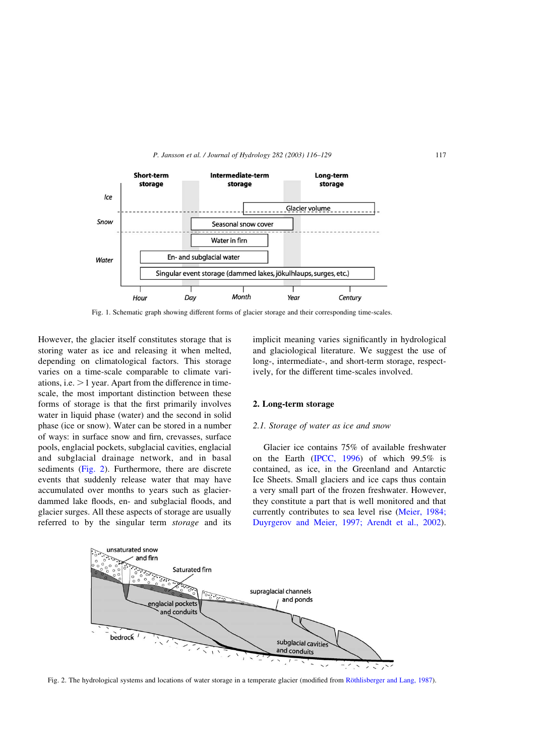Fig. 1. Schematic graph showing different forms of glacier storage and their corresponding time-scales.

However, the glacier itself constitutes storage that is storing water as ice and releasing it when melted, depending on climatological factors. This storage varies on a time-scale comparable to climate variations, i.e. $>1$ year. Apart from the difference in time-scale, the most important distinction between these forms of storage is that the first primarily involves water in liquid phase (water) and the second in solid phase (ice or snow). Water can be stored in a number of ways: in surface snow and firn, crevasses, surface pools, englacial pockets, subglacial cavities, englacial and subglacial drainage network, and in basal sediments (Fig. 2). Furthermore, there are discrete events that suddenly release water that may have accumulated over months to years such as glacier-dammed lake floods, en- and subglacial floods, and glacier surges. All these aspects of storage are usually referred to by the singular term *storage* and its implicit meaning varies significantly in hydrological and glaciological literature. We suggest the use of long-, intermediate-, and short-term storage, respectively, for the different time-scales involved.

## 2. Long-term storage

### *2.1. Storage of water as ice and snow*

Glacier ice contains 75% of available freshwater on the Earth (IPCC, 1996) of which 99.5% is contained, as ice, in the Greenland and Antarctic Ice Sheets. Small glaciers and ice caps thus contain a very small part of the frozen freshwater. However, they constitute a part that is well monitored and that currently contributes to sea level rise (Meier, 1984; Duyrgerov and Meier, 1997; Arendt et al., 2002).

Fig. 2. The hydrological systems and locations of water storage in a temperate glacier (modified from Röthlisberger and Lang, 1987).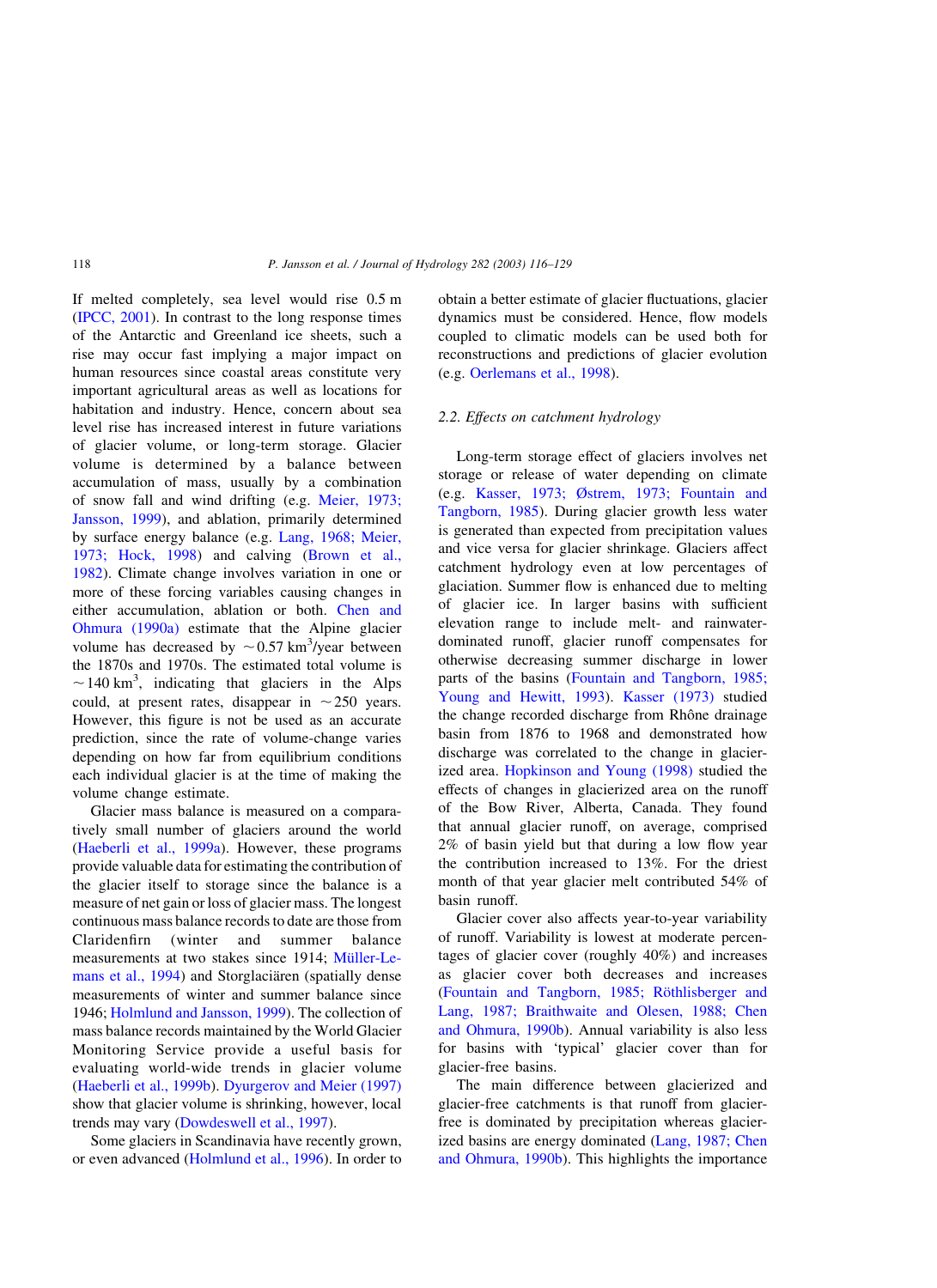If melted completely, sea level would rise 0.5 m (IPCC, 2001). In contrast to the long response times of the Antarctic and Greenland ice sheets, such a rise may occur fast implying a major impact on human resources since coastal areas constitute very important agricultural areas as well as locations for habitation and industry. Hence, concern about sea level rise has increased interest in future variations of glacier volume, or long-term storage. Glacier volume is determined by a balance between accumulation of mass, usually by a combination of snow fall and wind drifting (e.g. Meier, 1973; Jansson, 1999), and ablation, primarily determined by surface energy balance (e.g. Lang, 1968; Meier, 1973; Hock, 1998) and calving (Brown et al., 1982). Climate change involves variation in one or more of these forcing variables causing changes in either accumulation, ablation or both. Chen and Ohmura (1990a) estimate that the Alpine glacier volume has decreased by $\sim 0.57$ km$^3$/year between the 1870s and 1970s. The estimated total volume is $\sim 140$ km$^3$, indicating that glaciers in the Alps could, at present rates, disappear in $\sim 250$ years. However, this figure is not be used as an accurate prediction, since the rate of volume-change varies depending on how far from equilibrium conditions each individual glacier is at the time of making the volume change estimate.

Glacier mass balance is measured on a comparatively small number of glaciers around the world (Haeberli et al., 1999a). However, these programs provide valuable data for estimating the contribution of the glacier itself to storage since the balance is a measure of net gain or loss of glacier mass. The longest continuous mass balance records to date are those from Claridenfirn (winter and summer balance measurements at two stakes since 1914; Müller-Lemans et al., 1994) and Storglaciären (spatially dense measurements of winter and summer balance since 1946; Holmlund and Jansson, 1999). The collection of mass balance records maintained by the World Glacier Monitoring Service provide a useful basis for evaluating world-wide trends in glacier volume (Haeberli et al., 1999b). Dyurgerov and Meier (1997) show that glacier volume is shrinking, however, local trends may vary (Dowdeswell et al., 1997).

Some glaciers in Scandinavia have recently grown, or even advanced (Holmlund et al., 1996). In order to obtain a better estimate of glacier fluctuations, glacier dynamics must be considered. Hence, flow models coupled to climatic models can be used both for reconstructions and predictions of glacier evolution (e.g. Oerlemans et al., 1998).

### 2.2. *Effects on catchment hydrology*

Long-term storage effect of glaciers involves net storage or release of water depending on climate (e.g. Kasser, 1973; Østrem, 1973; Fountain and Tangborn, 1985). During glacier growth less water is generated than expected from precipitation values and vice versa for glacier shrinkage. Glaciers affect catchment hydrology even at low percentages of glaciation. Summer flow is enhanced due to melting of glacier ice. In larger basins with sufficient elevation range to include melt- and rainwater-dominated runoff, glacier runoff compensates for otherwise decreasing summer discharge in lower parts of the basins (Fountain and Tangborn, 1985; Young and Hewitt, 1993). Kasser (1973) studied the change recorded discharge from Rhône drainage basin from 1876 to 1968 and demonstrated how discharge was correlated to the change in glacierized area. Hopkinson and Young (1998) studied the effects of changes in glacierized area on the runoff of the Bow River, Alberta, Canada. They found that annual glacier runoff, on average, comprised 2% of basin yield but that during a low flow year the contribution increased to 13%. For the driest month of that year glacier melt contributed 54% of basin runoff.

Glacier cover also affects year-to-year variability of runoff. Variability is lowest at moderate percentages of glacier cover (roughly 40%) and increases as glacier cover both decreases and increases (Fountain and Tangborn, 1985; Röthlisberger and Lang, 1987; Braithwaite and Olesen, 1988; Chen and Ohmura, 1990b). Annual variability is also less for basins with 'typical' glacier cover than for glacier-free basins.

The main difference between glacierized and glacier-free catchments is that runoff from glacier-free is dominated by precipitation whereas glacierized basins are energy dominated (Lang, 1987; Chen and Ohmura, 1990b). This highlights the importance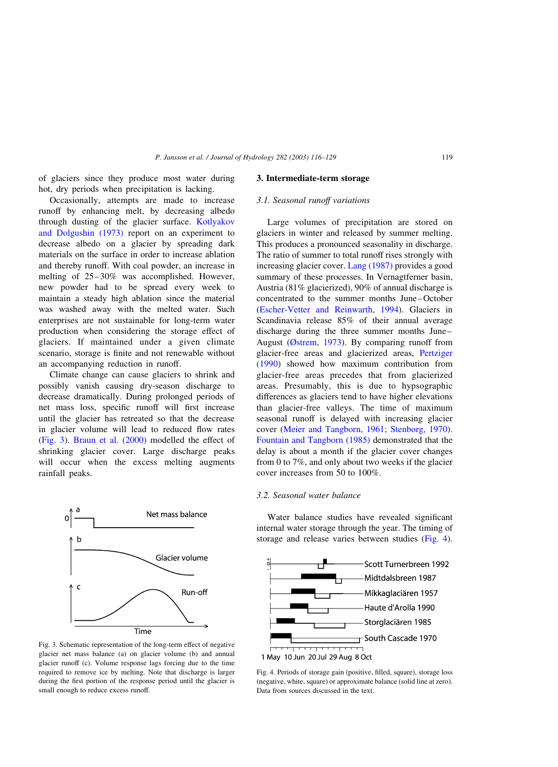of glaciers since they produce most water during hot, dry periods when precipitation is lacking.

Occasionally, attempts are made to increase runoff by enhancing melt, by decreasing albedo through dusting of the glacier surface. Kotlyakov and Dolgushin (1973) report on an experiment to decrease albedo on a glacier by spreading dark materials on the surface in order to increase ablation and thereby runoff. With coal powder, an increase in melting of 25–30% was accomplished. However, new powder had to be spread every week to maintain a steady high ablation since the material was washed away with the melted water. Such enterprises are not sustainable for long-term water production when considering the storage effect of glaciers. If maintained under a given climate scenario, storage is finite and not renewable without an accompanying reduction in runoff.

Climate change can cause glaciers to shrink and possibly vanish causing dry-season discharge to decrease dramatically. During prolonged periods of net mass loss, specific runoff will first increase until the glacier has retreated so that the decrease in glacier volume will lead to reduced flow rates (Fig. 3). Braun et al. (2000) modelled the effect of shrinking glacier cover. Large discharge peaks will occur when the excess melting augments rainfall peaks.

Fig. 3. Schematic representation of the long-term effect of negative glacier net mass balance (a) on glacier volume (b) and annual glacier runoff (c). Volume response lags forcing due to the time required to remove ice by melting. Note that discharge is larger during the first portion of the response period until the glacier is small enough to reduce excess runoff.

## 3. Intermediate-term storage

### 3.1. Seasonal runoff variations

Large volumes of precipitation are stored on glaciers in winter and released by summer melting. This produces a pronounced seasonality in discharge. The ratio of summer to total runoff rises strongly with increasing glacier cover. Lang (1987) provides a good summary of these processes. In Vernagtferner basin, Austria (81% glacierized), 90% of annual discharge is concentrated to the summer months June–October (Escher-Vetter and Reinwarth, 1994). Glaciers in Scandinavia release 85% of their annual average discharge during the three summer months June–August (Østrem, 1973). By comparing runoff from glacier-free areas and glacierized areas, Pertziger (1990) showed how maximum contribution from glacier-free areas precedes that from glacierized areas. Presumably, this is due to hypsographic differences as glaciers tend to have higher elevations than glacier-free valleys. The time of maximum seasonal runoff is delayed with increasing glacier cover (Meier and Tangborn, 1961; Stenborg, 1970). Fountain and Tangborn (1985) demonstrated that the delay is about a month if the glacier cover changes from 0 to 7%, and only about two weeks if the glacier cover increases from 50 to 100%.

### 3.2. Seasonal water balance

Water balance studies have revealed significant internal water storage through the year. The timing of storage and release varies between studies (Fig. 4).

Fig. 4. Periods of storage gain (positive, filled, square), storage loss (negative, white, square) or approximate balance (solid line at zero). Data from sources discussed in the text.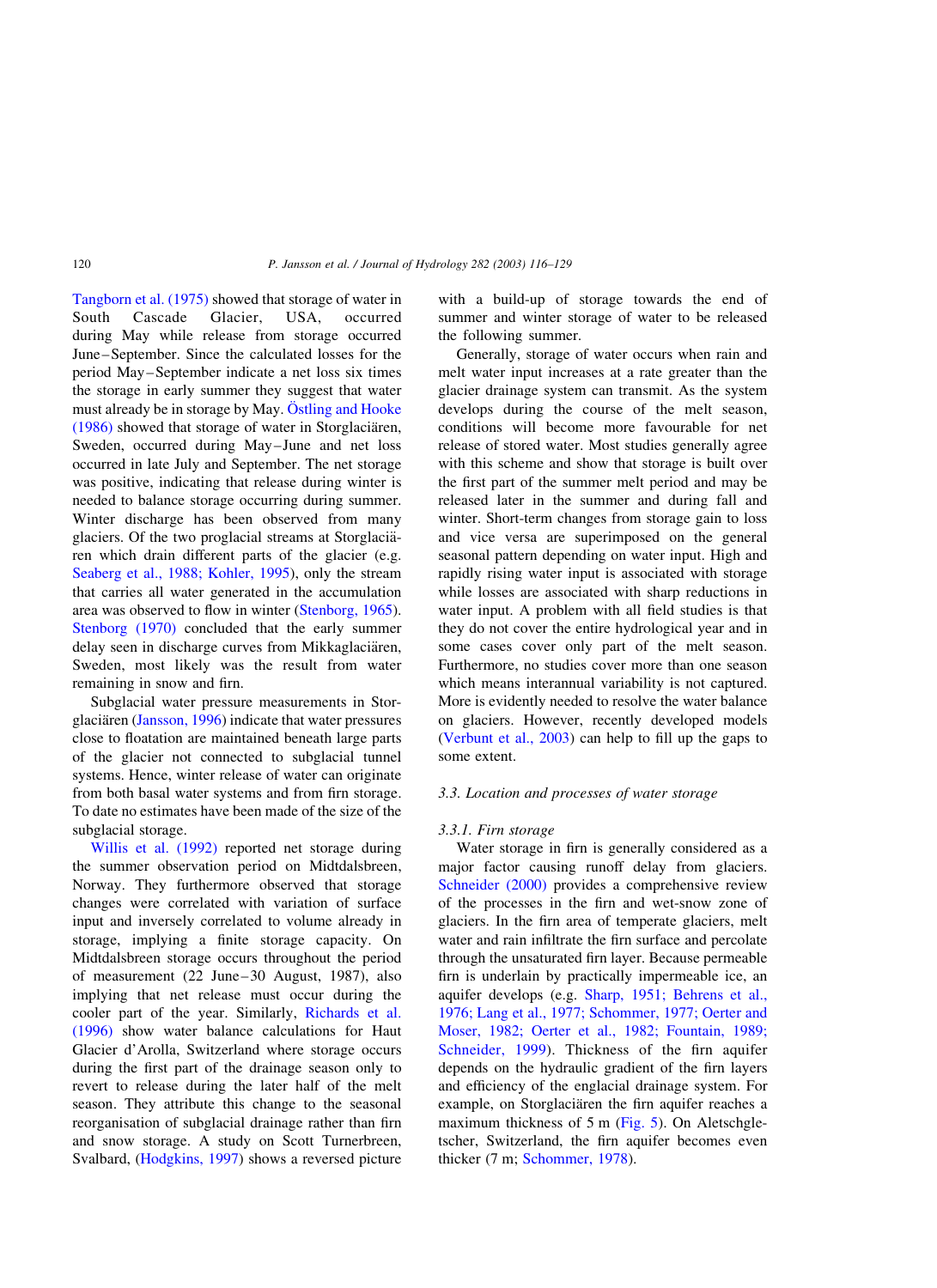Tangborn et al. (1975) showed that storage of water in South Cascade Glacier, USA, occurred during May while release from storage occurred June–September. Since the calculated losses for the period May–September indicate a net loss six times the storage in early summer they suggest that water must already be in storage by May. Östling and Hooke (1986) showed that storage of water in Storglaciären, Sweden, occurred during May–June and net loss occurred in late July and September. The net storage was positive, indicating that release during winter is needed to balance storage occurring during summer. Winter discharge has been observed from many glaciers. Of the two proglacial streams at Storglaciären which drain different parts of the glacier (e.g. Seaberg et al., 1988; Kohler, 1995), only the stream that carries all water generated in the accumulation area was observed to flow in winter (Stenborg, 1965). Stenborg (1970) concluded that the early summer delay seen in discharge curves from Mikkaglaciären, Sweden, most likely was the result from water remaining in snow and firn.

Subglacial water pressure measurements in Storglaciären (Jansson, 1996) indicate that water pressures close to floatation are maintained beneath large parts of the glacier not connected to subglacial tunnel systems. Hence, winter release of water can originate from both basal water systems and from firn storage. To date no estimates have been made of the size of the subglacial storage.

Willis et al. (1992) reported net storage during the summer observation period on Midtdalsbreen, Norway. They furthermore observed that storage changes were correlated with variation of surface input and inversely correlated to volume already in storage, implying a finite storage capacity. On Midtdalsbreen storage occurs throughout the period of measurement (22 June–30 August, 1987), also implying that net release must occur during the cooler part of the year. Similarly, Richards et al. (1996) show water balance calculations for Haut Glacier d'Arolla, Switzerland where storage occurs during the first part of the drainage season only to revert to release during the later half of the melt season. They attribute this change to the seasonal reorganisation of subglacial drainage rather than firn and snow storage. A study on Scott Turnerbreen, Svalbard, (Hodgkins, 1997) shows a reversed picture with a build-up of storage towards the end of summer and winter storage of water to be released the following summer.

Generally, storage of water occurs when rain and melt water input increases at a rate greater than the glacier drainage system can transmit. As the system develops during the course of the melt season, conditions will become more favourable for net release of stored water. Most studies generally agree with this scheme and show that storage is built over the first part of the summer melt period and may be released later in the summer and during fall and winter. Short-term changes from storage gain to loss and vice versa are superimposed on the general seasonal pattern depending on water input. High and rapidly rising water input is associated with storage while losses are associated with sharp reductions in water input. A problem with all field studies is that they do not cover the entire hydrological year and in some cases cover only part of the melt season. Furthermore, no studies cover more than one season which means interannual variability is not captured. More is evidently needed to resolve the water balance on glaciers. However, recently developed models (Verbunt et al., 2003) can help to fill up the gaps to some extent.

### *3.3. Location and processes of water storage*

#### *3.3.1. Firn storage*

Water storage in firn is generally considered as a major factor causing runoff delay from glaciers. Schneider (2000) provides a comprehensive review of the processes in the firn and wet-snow zone of glaciers. In the firn area of temperate glaciers, melt water and rain infiltrate the firn surface and percolate through the unsaturated firn layer. Because permeable firn is underlain by practically impermeable ice, an aquifer develops (e.g. Sharp, 1951; Behrens et al., 1976; Lang et al., 1977; Schommer, 1977; Oerter and Moser, 1982; Oerter et al., 1982; Fountain, 1989; Schneider, 1999). Thickness of the firn aquifer depends on the hydraulic gradient of the firn layers and efficiency of the englacial drainage system. For example, on Storglaciären the firn aquifer reaches a maximum thickness of 5 m (Fig. 5). On Aletschgletscher, Switzerland, the firn aquifer becomes even thicker (7 m; Schommer, 1978).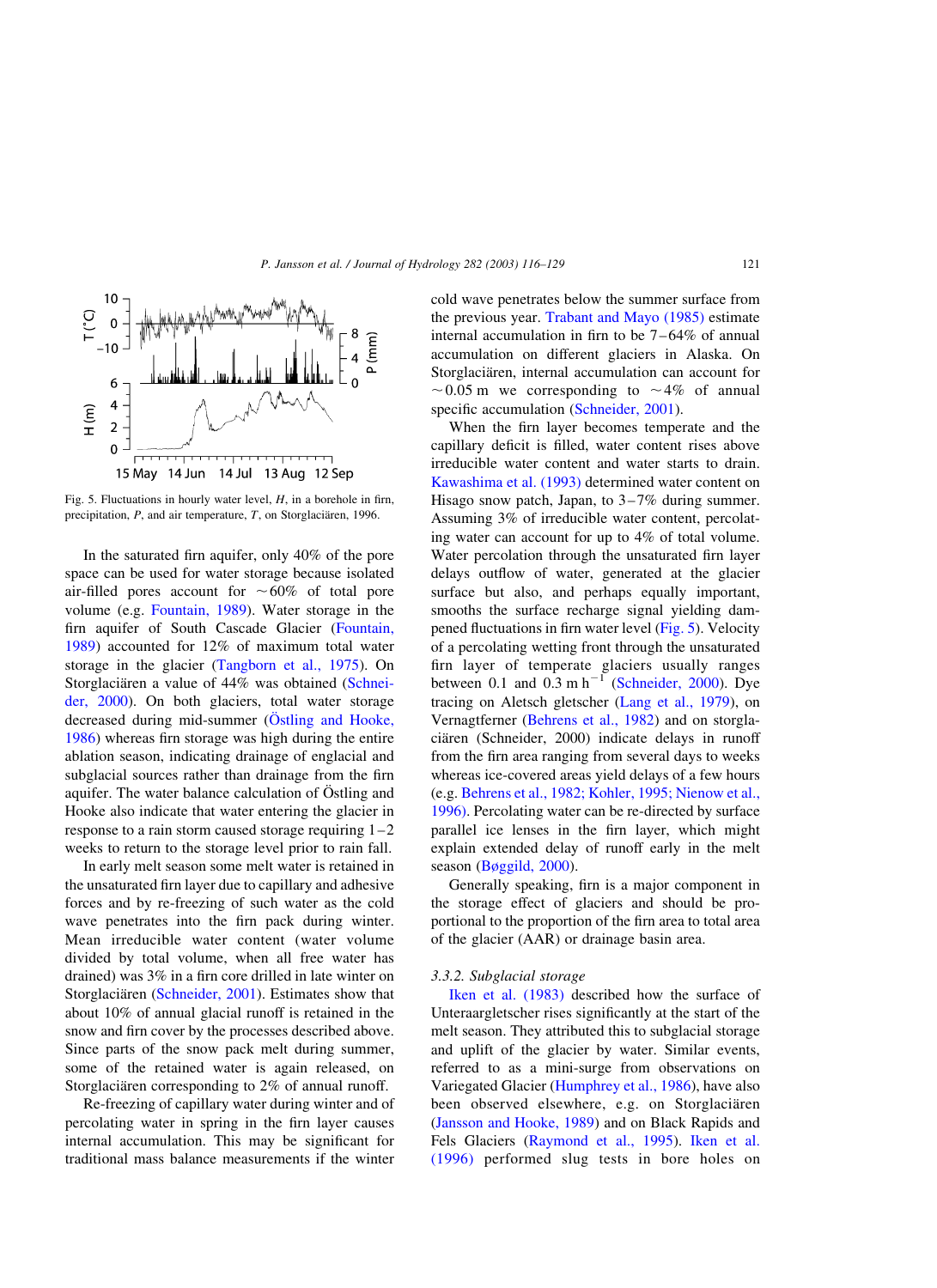Fig. 5. Fluctuations in hourly water level, $H$, in a borehole in firn, precipitation, $P$, and air temperature, $T$, on Storglaciären, 1996.

In the saturated firn aquifer, only 40% of the pore space can be used for water storage because isolated air-filled pores account for ~60% of total pore volume (e.g. Fountain, 1989). Water storage in the firn aquifer of South Cascade Glacier (Fountain, 1989) accounted for 12% of maximum total water storage in the glacier (Tangborn et al., 1975). On Storglaciären a value of 44% was obtained (Schneider, 2000). On both glaciers, total water storage decreased during mid-summer (Östling and Hooke, 1986) whereas firn storage was high during the entire ablation season, indicating drainage of englacial and subglacial sources rather than drainage from the firn aquifer. The water balance calculation of Östling and Hooke also indicate that water entering the glacier in response to a rain storm caused storage requiring 1–2 weeks to return to the storage level prior to rain fall.

In early melt season some melt water is retained in the unsaturated firn layer due to capillary and adhesive forces and by re-freezing of such water as the cold wave penetrates into the firn pack during winter. Mean irreducible water content (water volume divided by total volume, when all free water has drained) was 3% in a firn core drilled in late winter on Storglaciären (Schneider, 2001). Estimates show that about 10% of annual glacial runoff is retained in the snow and firn cover by the processes described above. Since parts of the snow pack melt during summer, some of the retained water is again released, on Storglaciären corresponding to 2% of annual runoff.

Re-freezing of capillary water during winter and of percolating water in spring in the firn layer causes internal accumulation. This may be significant for traditional mass balance measurements if the winter cold wave penetrates below the summer surface from the previous year. Trabant and Mayo (1985) estimate internal accumulation in firn to be 7–64% of annual accumulation on different glaciers in Alaska. On Storglaciären, internal accumulation can account for ~0.05 m we corresponding to ~4% of annual specific accumulation (Schneider, 2001).

When the firn layer becomes temperate and the capillary deficit is filled, water content rises above irreducible water content and water starts to drain. Kawashima et al. (1993) determined water content on Hisago snow patch, Japan, to 3–7% during summer. Assuming 3% of irreducible water content, percolating water can account for up to 4% of total volume. Water percolation through the unsaturated firn layer delays outflow of water, generated at the glacier surface but also, and perhaps equally important, smooths the surface recharge signal yielding dampened fluctuations in firn water level (Fig. 5). Velocity of a percolating wetting front through the unsaturated firn layer of temperate glaciers usually ranges between 0.1 and 0.3 m h$^{-1}$ (Schneider, 2000). Dye tracing on Aletsch gletscher (Lang et al., 1979), on Vernagtferner (Behrens et al., 1982) and on storglaciären (Schneider, 2000) indicate delays in runoff from the firn area ranging from several days to weeks whereas ice-covered areas yield delays of a few hours (e.g. Behrens et al., 1982; Kohler, 1995; Nienow et al., 1996). Percolating water can be re-directed by surface parallel ice lenses in the firn layer, which might explain extended delay of runoff early in the melt season (Bøggild, 2000).

Generally speaking, firn is a major component in the storage effect of glaciers and should be proportional to the proportion of the firn area to total area of the glacier (AAR) or drainage basin area.

### 3.3.2. Subglacial storage

Iken et al. (1983) described how the surface of Unteraargletscher rises significantly at the start of the melt season. They attributed this to subglacial storage and uplift of the glacier by water. Similar events, referred to as a mini-surge from observations on Variegated Glacier (Humphrey et al., 1986), have also been observed elsewhere, e.g. on Storglaciären (Jansson and Hooke, 1989) and on Black Rapids and Fels Glaciers (Raymond et al., 1995). Iken et al. (1996) performed slug tests in bore holes on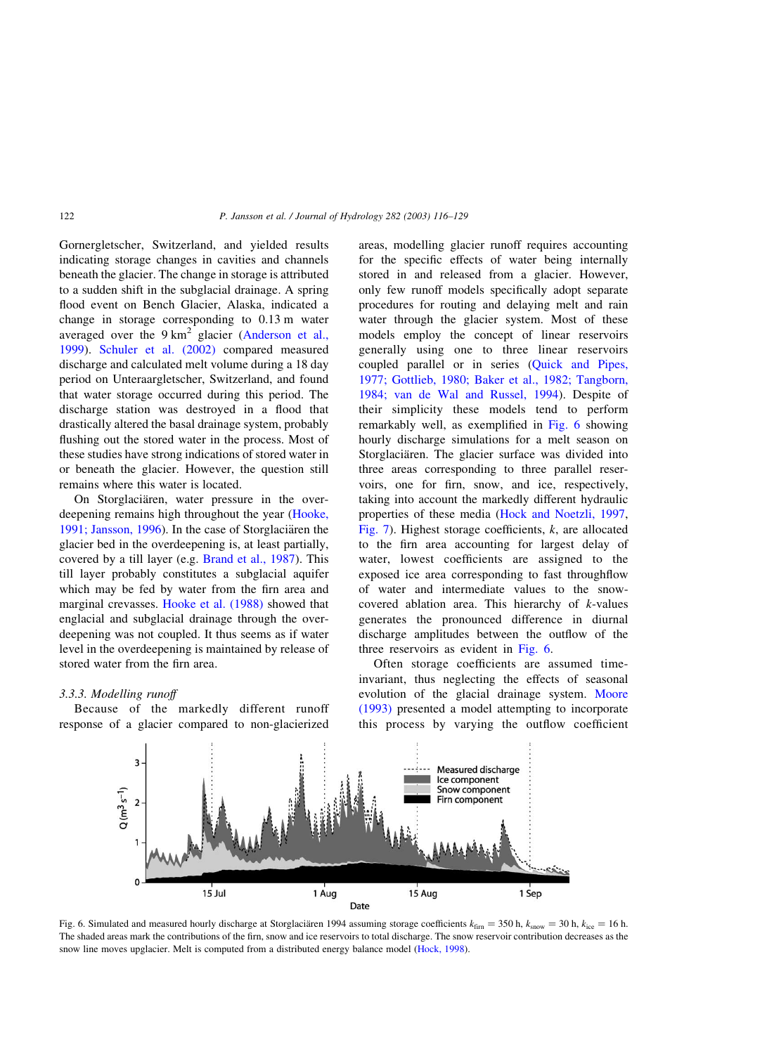Gornergletscher, Switzerland, and yielded results indicating storage changes in cavities and channels beneath the glacier. The change in storage is attributed to a sudden shift in the subglacial drainage. A spring flood event on Bench Glacier, Alaska, indicated a change in storage corresponding to 0.13 m water averaged over the 9 $km^2$ glacier (Anderson et al., 1999). Schuler et al. (2002) compared measured discharge and calculated melt volume during a 18 day period on Unteraargletscher, Switzerland, and found that water storage occurred during this period. The discharge station was destroyed in a flood that drastically altered the basal drainage system, probably flushing out the stored water in the process. Most of these studies have strong indications of stored water in or beneath the glacier. However, the question still remains where this water is located.

On Storglaciären, water pressure in the overdeepening remains high throughout the year (Hooke, 1991; Jansson, 1996). In the case of Storglaciären the glacier bed in the overdeepening is, at least partially, covered by a till layer (e.g. Brand et al., 1987). This till layer probably constitutes a subglacial aquifer which may be fed by water from the firn area and marginal crevasses. Hooke et al. (1988) showed that englacial and subglacial drainage through the overdeepening was not coupled. It thus seems as if water level in the overdeepening is maintained by release of stored water from the firn area.

### 3.3.3. Modelling runoff

Because of the markedly different runoff response of a glacier compared to non-glacierized areas, modelling glacier runoff requires accounting for the specific effects of water being internally stored in and released from a glacier. However, only few runoff models specifically adopt separate procedures for routing and delaying melt and rain water through the glacier system. Most of these models employ the concept of linear reservoirs generally using one to three linear reservoirs coupled parallel or in series (Quick and Pipes, 1977; Gottlieb, 1980; Baker et al., 1982; Tangborn, 1984; van de Wal and Russel, 1994). Despite of their simplicity these models tend to perform remarkably well, as exemplified in Fig. 6 showing hourly discharge simulations for a melt season on Storglaciären. The glacier surface was divided into three areas corresponding to three parallel reservoirs, one for firn, snow, and ice, respectively, taking into account the markedly different hydraulic properties of these media (Hock and Noetzli, 1997, Fig. 7). Highest storage coefficients, $k$, are allocated to the firn area accounting for largest delay of water, lowest coefficients are assigned to the exposed ice area corresponding to fast throughflow of water and intermediate values to the snow-covered ablation area. This hierarchy of $k$-values generates the pronounced difference in diurnal discharge amplitudes between the outflow of the three reservoirs as evident in Fig. 6.

Often storage coefficients are assumed time-invariant, thus neglecting the effects of seasonal evolution of the glacial drainage system. Moore (1993) presented a model attempting to incorporate this process by varying the outflow coefficient

Fig. 6. Simulated and measured hourly discharge at Storglaciären 1994 assuming storage coefficients $k_{firn} = 350$ h, $k_{snow} = 30$ h, $k_{ice} = 16$ h. The shaded areas mark the contributions of the firn, snow and ice reservoirs to total discharge. The snow reservoir contribution decreases as the snow line moves upglacier. Melt is computed from a distributed energy balance model (Hock, 1998).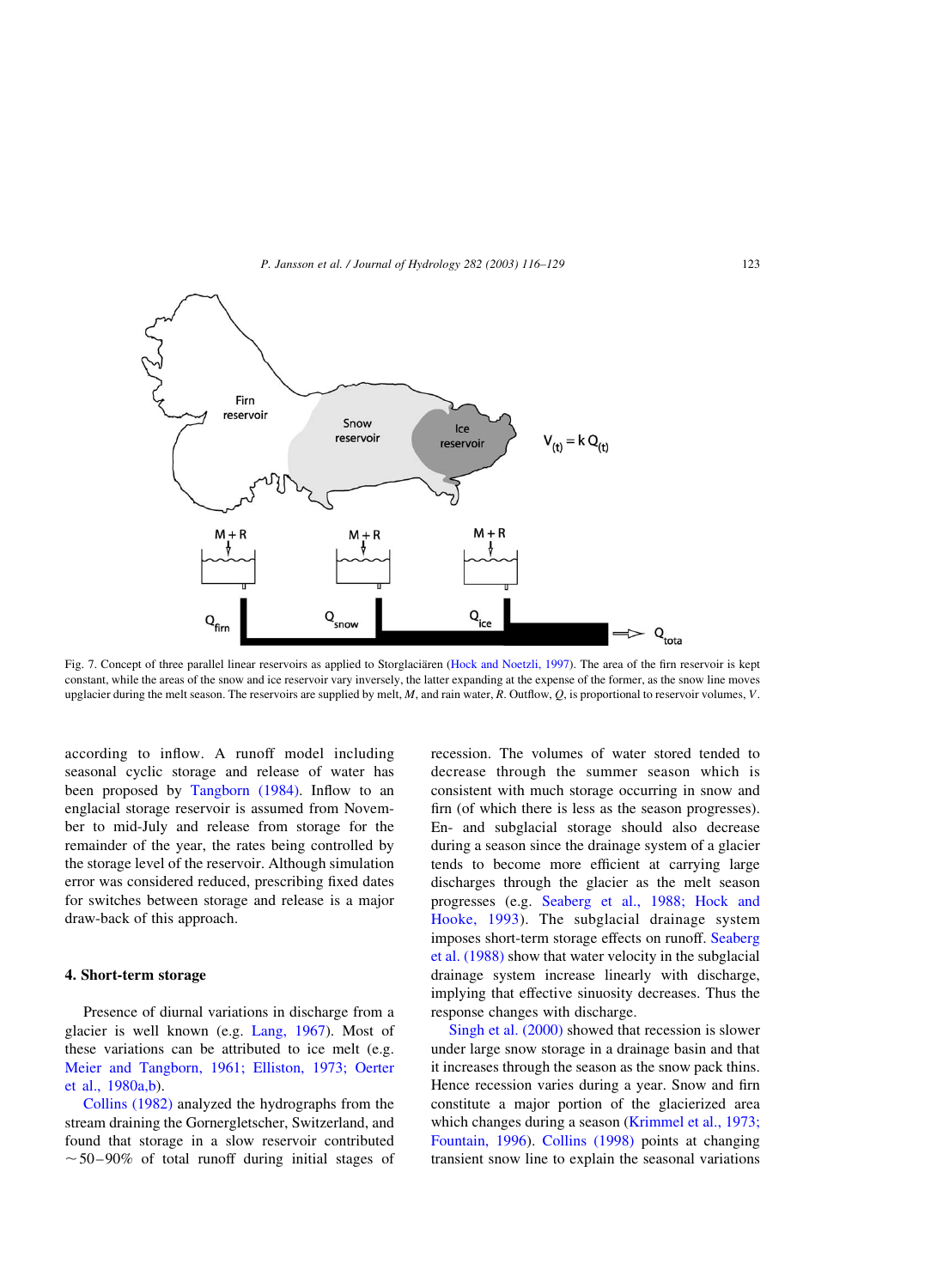Fig. 7. Concept of three parallel linear reservoirs as applied to Storglaciären (Hock and Noetzli, 1997). The area of the firn reservoir is kept constant, while the areas of the snow and ice reservoir vary inversely, the latter expanding at the expense of the former, as the snow line moves upglacier during the melt season. The reservoirs are supplied by melt, $M$, and rain water, $R$. Outflow, $Q$, is proportional to reservoir volumes, $V$.

according to inflow. A runoff model including seasonal cyclic storage and release of water has been proposed by Tangborn (1984). Inflow to an englacial storage reservoir is assumed from November to mid-July and release from storage for the remainder of the year, the rates being controlled by the storage level of the reservoir. Although simulation error was considered reduced, prescribing fixed dates for switches between storage and release is a major draw-back of this approach.

## 4. Short-term storage

Presence of diurnal variations in discharge from a glacier is well known (e.g. Lang, 1967). Most of these variations can be attributed to ice melt (e.g. Meier and Tangborn, 1961; Elliston, 1973; Oerter et al., 1980a,b).

Collins (1982) analyzed the hydrographs from the stream draining the Gornergletscher, Switzerland, and found that storage in a slow reservoir contributed ~50–90% of total runoff during initial stages of recession. The volumes of water stored tended to decrease through the summer season which is consistent with much storage occurring in snow and firn (of which there is less as the season progresses). En- and subglacial storage should also decrease during a season since the drainage system of a glacier tends to become more efficient at carrying large discharges through the glacier as the melt season progresses (e.g. Seaberg et al., 1988; Hock and Hooke, 1993). The subglacial drainage system imposes short-term storage effects on runoff. Seaberg et al. (1988) show that water velocity in the subglacial drainage system increase linearly with discharge, implying that effective sinuosity decreases. Thus the response changes with discharge.

Singh et al. (2000) showed that recession is slower under large snow storage in a drainage basin and that it increases through the season as the snow pack thins. Hence recession varies during a year. Snow and firn constitute a major portion of the glacierized area which changes during a season (Krimmel et al., 1973; Fountain, 1996). Collins (1998) points at changing transient snow line to explain the seasonal variations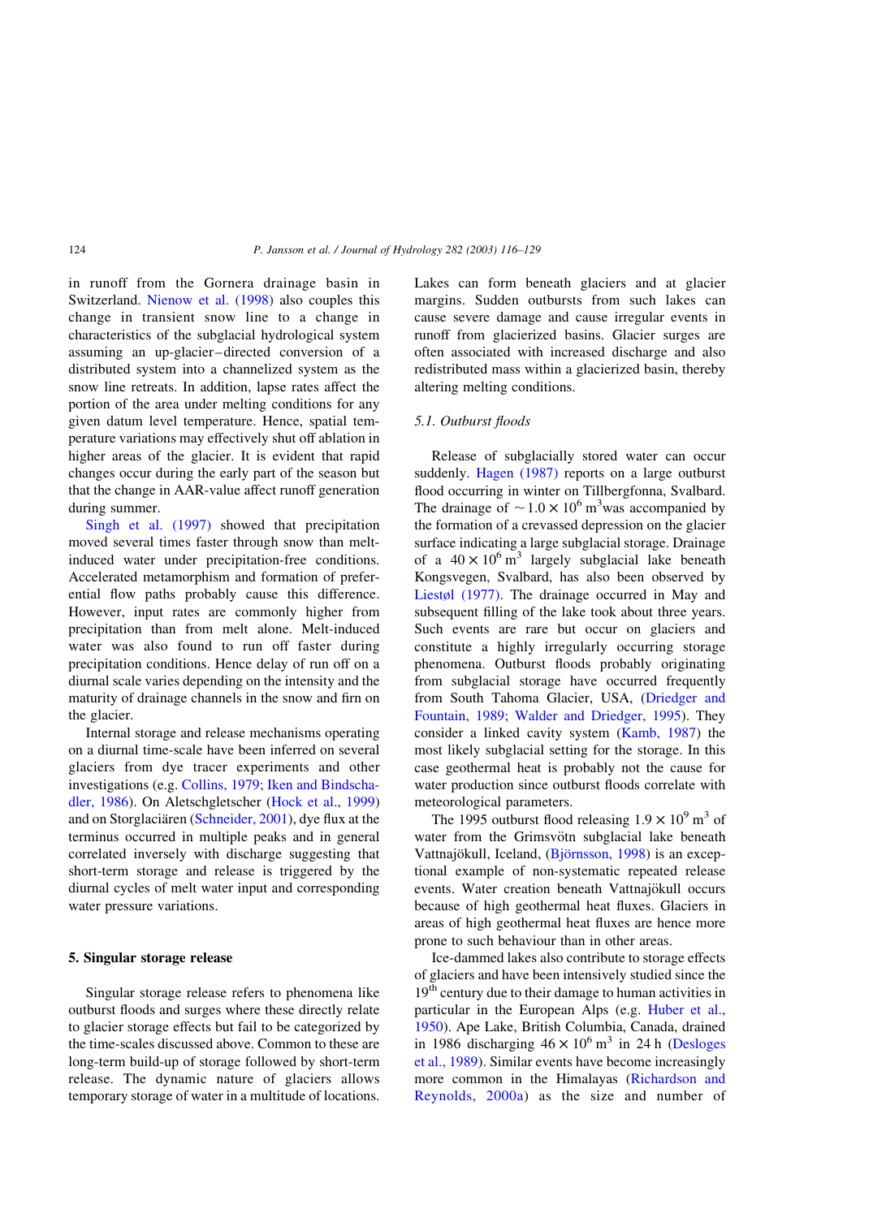in runoff from the Gornera drainage basin in Switzerland. Nienow et al. (1998) also couples this change in transient snow line to a change in characteristics of the subglacial hydrological system assuming an up-glacier–directed conversion of a distributed system into a channelized system as the snow line retreats. In addition, lapse rates affect the portion of the area under melting conditions for any given datum level temperature. Hence, spatial temperature variations may effectively shut off ablation in higher areas of the glacier. It is evident that rapid changes occur during the early part of the season but that the change in AAR-value affect runoff generation during summer.

Singh et al. (1997) showed that precipitation moved several times faster through snow than melt-induced water under precipitation-free conditions. Accelerated metamorphism and formation of preferential flow paths probably cause this difference. However, input rates are commonly higher from precipitation than from melt alone. Melt-induced water was also found to run off faster during precipitation conditions. Hence delay of run off on a diurnal scale varies depending on the intensity and the maturity of drainage channels in the snow and firn on the glacier.

Internal storage and release mechanisms operating on a diurnal time-scale have been inferred on several glaciers from dye tracer experiments and other investigations (e.g. Collins, 1979; Iken and Bindschadler, 1986). On Aletschgletscher (Hock et al., 1999) and on Storglaciären (Schneider, 2001), dye flux at the terminus occurred in multiple peaks and in general correlated inversely with discharge suggesting that short-term storage and release is triggered by the diurnal cycles of melt water input and corresponding water pressure variations.

## 5. Singular storage release

Singular storage release refers to phenomena like outburst floods and surges where these directly relate to glacier storage effects but fail to be categorized by the time-scales discussed above. Common to these are long-term build-up of storage followed by short-term release. The dynamic nature of glaciers allows temporary storage of water in a multitude of locations. Lakes can form beneath glaciers and at glacier margins. Sudden outbursts from such lakes can cause severe damage and cause irregular events in runoff from glacierized basins. Glacier surges are often associated with increased discharge and also redistributed mass within a glacierized basin, thereby altering melting conditions.

### 5.1. Outburst floods

Release of subglacially stored water can occur suddenly. Hagen (1987) reports on a large outburst flood occurring in winter on Tillbergfonna, Svalbard. The drainage of $\sim 1.0 \times 10^6$ m$^3$ was accompanied by the formation of a crevassed depression on the glacier surface indicating a large subglacial storage. Drainage of a $40 \times 10^6$ m$^3$ largely subglacial lake beneath Kongsvegen, Svalbard, has also been observed by Liestøl (1977). The drainage occurred in May and subsequent filling of the lake took about three years. Such events are rare but occur on glaciers and constitute a highly irregularly occurring storage phenomena. Outburst floods probably originating from subglacial storage have occurred frequently from South Tahoma Glacier, USA, (Driedger and Fountain, 1989; Walder and Driedger, 1995). They consider a linked cavity system (Kamb, 1987) the most likely subglacial setting for the storage. In this case geothermal heat is probably not the cause for water production since outburst floods correlate with meteorological parameters.

The 1995 outburst flood releasing $1.9 \times 10^9$ m$^3$ of water from the Grimsvötn subglacial lake beneath Vattnajökull, Iceland, (Björnsson, 1998) is an exceptional example of non-systematic repeated release events. Water creation beneath Vattnajökull occurs because of high geothermal heat fluxes. Glaciers in areas of high geothermal heat fluxes are hence more prone to such behaviour than in other areas.

Ice-dammed lakes also contribute to storage effects of glaciers and have been intensively studied since the 19th century due to their damage to human activities in particular in the European Alps (e.g. Huber et al., 1950). Ape Lake, British Columbia, Canada, drained in 1986 discharging $46 \times 10^6$ m$^3$ in 24 h (Desloges et al., 1989). Similar events have become increasingly more common in the Himalayas (Richardson and Reynolds, 2000a) as the size and number of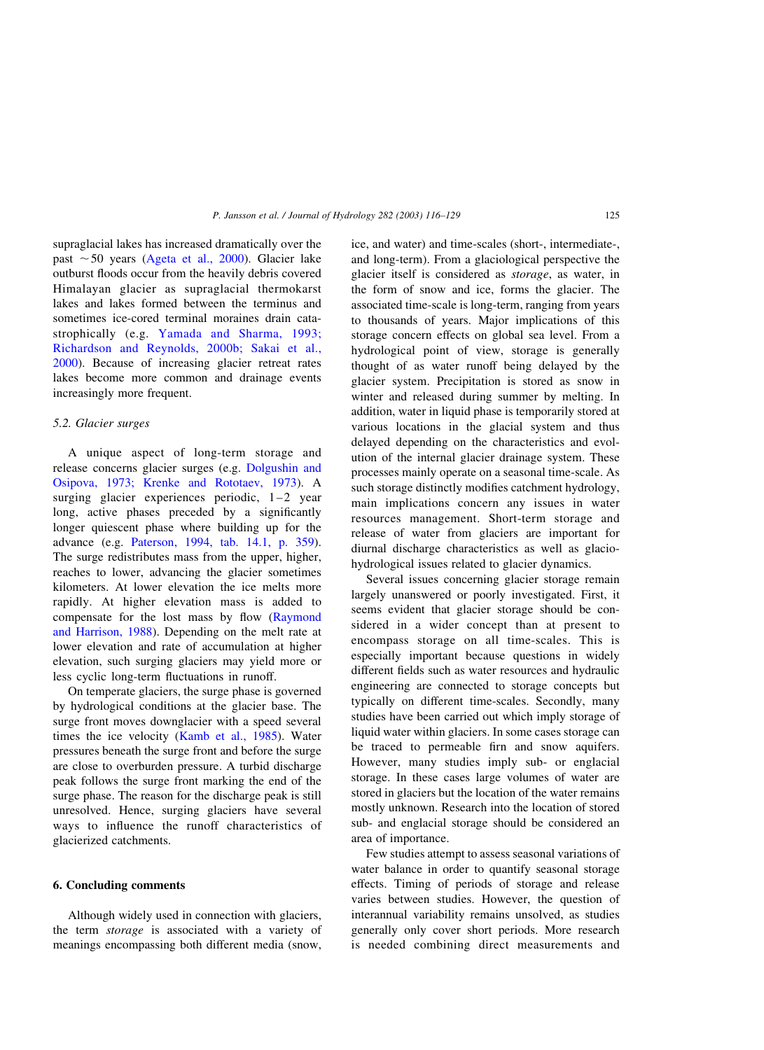supraglacial lakes has increased dramatically over the past ~50 years (Ageta et al., 2000). Glacier lake outburst floods occur from the heavily debris covered Himalayan glacier as supraglacial thermokarst lakes and lakes formed between the terminus and sometimes ice-cored terminal moraines drain catastrophically (e.g. Yamada and Sharma, 1993; Richardson and Reynolds, 2000b; Sakai et al., 2000). Because of increasing glacier retreat rates lakes become more common and drainage events increasingly more frequent.

### 5.2. Glacier surges

A unique aspect of long-term storage and release concerns glacier surges (e.g. Dolgushin and Osipova, 1973; Krenke and Rototaev, 1973). A surging glacier experiences periodic, 1–2 year long, active phases preceded by a significantly longer quiescent phase where building up for the advance (e.g. Paterson, 1994, tab. 14.1, p. 359). The surge redistributes mass from the upper, higher, reaches to lower, advancing the glacier sometimes kilometers. At lower elevation the ice melts more rapidly. At higher elevation mass is added to compensate for the lost mass by flow (Raymond and Harrison, 1988). Depending on the melt rate at lower elevation and rate of accumulation at higher elevation, such surging glaciers may yield more or less cyclic long-term fluctuations in runoff.

On temperate glaciers, the surge phase is governed by hydrological conditions at the glacier base. The surge front moves downglacier with a speed several times the ice velocity (Kamb et al., 1985). Water pressures beneath the surge front and before the surge are close to overburden pressure. A turbid discharge peak follows the surge front marking the end of the surge phase. The reason for the discharge peak is still unresolved. Hence, surging glaciers have several ways to influence the runoff characteristics of glacierized catchments.

## 6. Concluding comments

Although widely used in connection with glaciers, the term *storage* is associated with a variety of meanings encompassing both different media (snow, ice, and water) and time-scales (short-, intermediate-, and long-term). From a glaciological perspective the glacier itself is considered as *storage*, as water, in the form of snow and ice, forms the glacier. The associated time-scale is long-term, ranging from years to thousands of years. Major implications of this storage concern effects on global sea level. From a hydrological point of view, storage is generally thought of as water runoff being delayed by the glacier system. Precipitation is stored as snow in winter and released during summer by melting. In addition, water in liquid phase is temporarily stored at various locations in the glacial system and thus delayed depending on the characteristics and evolution of the internal glacier drainage system. These processes mainly operate on a seasonal time-scale. As such storage distinctly modifies catchment hydrology, main implications concern any issues in water resources management. Short-term storage and release of water from glaciers are important for diurnal discharge characteristics as well as glacio-hydrological issues related to glacier dynamics.

Several issues concerning glacier storage remain largely unanswered or poorly investigated. First, it seems evident that glacier storage should be considered in a wider concept than at present to encompass storage on all time-scales. This is especially important because questions in widely different fields such as water resources and hydraulic engineering are connected to storage concepts but typically on different time-scales. Secondly, many studies have been carried out which imply storage of liquid water within glaciers. In some cases storage can be traced to permeable firn and snow aquifers. However, many studies imply sub- or englacial storage. In these cases large volumes of water are stored in glaciers but the location of the water remains mostly unknown. Research into the location of stored sub- and englacial storage should be considered an area of importance.

Few studies attempt to assess seasonal variations of water balance in order to quantify seasonal storage effects. Timing of periods of storage and release varies between studies. However, the question of interannual variability remains unsolved, as studies generally only cover short periods. More research is needed combining direct measurements and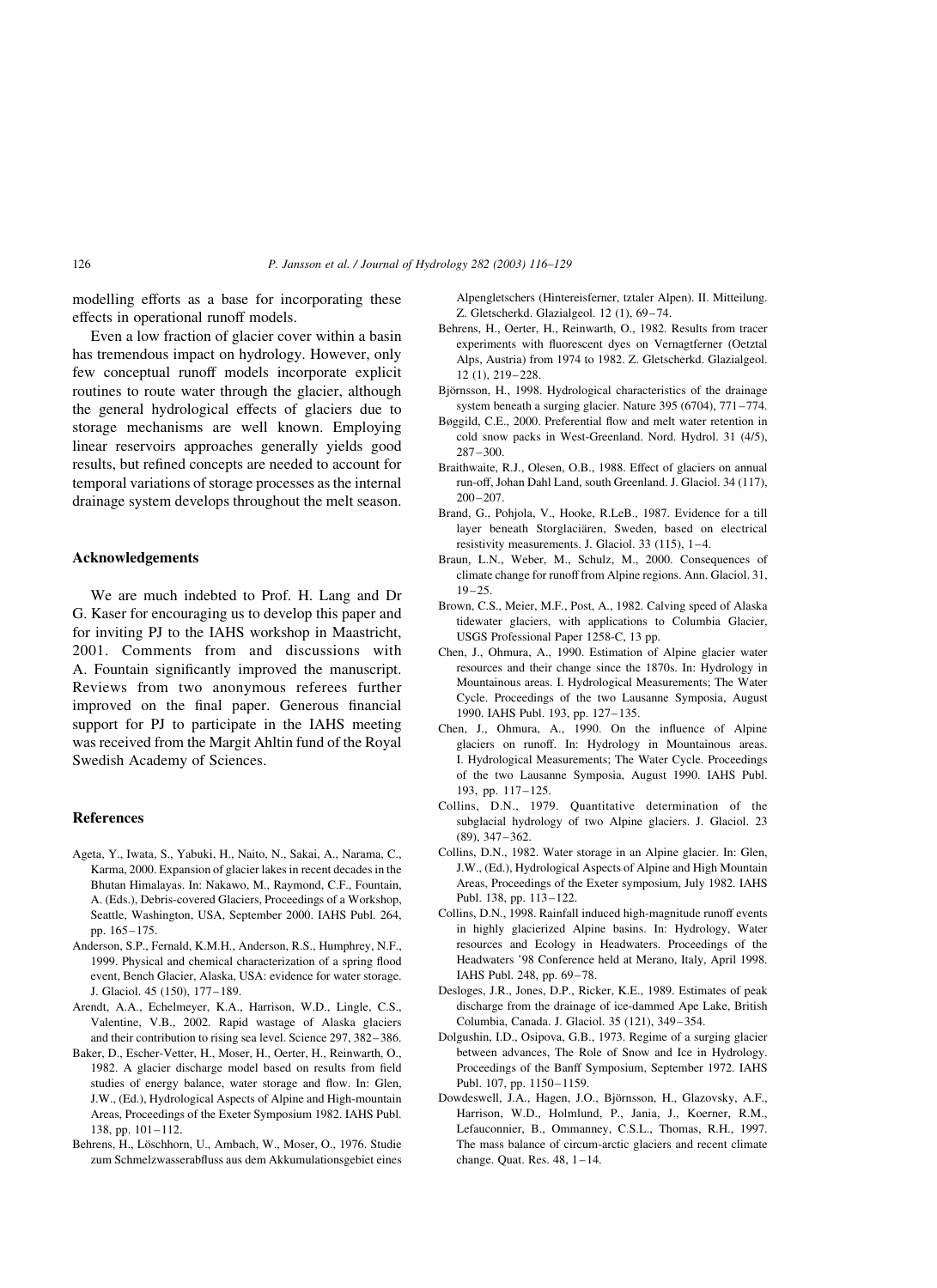modelling efforts as a base for incorporating these effects in operational runoff models.

Even a low fraction of glacier cover within a basin has tremendous impact on hydrology. However, only few conceptual runoff models incorporate explicit routines to route water through the glacier, although the general hydrological effects of glaciers due to storage mechanisms are well known. Employing linear reservoirs approaches generally yields good results, but refined concepts are needed to account for temporal variations of storage processes as the internal drainage system develops throughout the melt season.

## Acknowledgements

We are much indebted to Prof. H. Lang and Dr G. Kaser for encouraging us to develop this paper and for inviting PJ to the IAHS workshop in Maastricht, 2001. Comments from and discussions with A. Fountain significantly improved the manuscript. Reviews from two anonymous referees further improved on the final paper. Generous financial support for PJ to participate in the IAHS meeting was received from the Margit Ahltin fund of the Royal Swedish Academy of Sciences.

## References

- Ageta, Y., Iwata, S., Yabuki, H., Naito, N., Sakai, A., Narama, C., Karma, 2000. Expansion of glacier lakes in recent decades in the Bhutan Himalayas. In: Nakawo, M., Raymond, C.F., Fountain, A. (Eds.), Debris-covered Glaciers, Proceedings of a Workshop, Seattle, Washington, USA, September 2000. IAHS Publ. 264, pp. 165–175.
- Anderson, S.P., Fernald, K.M.H., Anderson, R.S., Humphrey, N.F., 1999. Physical and chemical characterization of a spring flood event, Bench Glacier, Alaska, USA: evidence for water storage. J. Glaciol. 45 (150), 177–189.
- Arendt, A.A., Echelmeyer, K.A., Harrison, W.D., Lingle, C.S., Valentine, V.B., 2002. Rapid wastage of Alaska glaciers and their contribution to rising sea level. Science 297, 382–386.
- Baker, D., Escher-Vetter, H., Moser, H., Oerter, H., Reinwarth, O., 1982. A glacier discharge model based on results from field studies of energy balance, water storage and flow. In: Glen, J.W., (Ed.), Hydrological Aspects of Alpine and High-mountain Areas, Proceedings of the Exeter Symposium 1982. IAHS Publ. 138, pp. 101–112.
- Behrens, H., Löschhorn, U., Ambach, W., Moser, O., 1976. Studie zum Schmelzwasserabfluss aus dem Akkumulationsgebiet eines Alpengletschers (Hintereisferner, tztaler Alpen). II. Mitteilung. Z. Gletscherkd. Glazialgeol. 12 (1), 69–74.
- Behrens, H., Oerter, H., Reinwarth, O., 1982. Results from tracer experiments with fluorescent dyes on Vernagtferner (Oetztal Alps, Austria) from 1974 to 1982. Z. Gletscherkd. Glazialgeol. 12 (1), 219–228.
- Björnsson, H., 1998. Hydrological characteristics of the drainage system beneath a surging glacier. Nature 395 (6704), 771–774.
- Bøggild, C.E., 2000. Preferential flow and melt water retention in cold snow packs in West-Greenland. Nord. Hydrol. 31 (4/5), 287–300.
- Braithwaite, R.J., Olesen, O.B., 1988. Effect of glaciers on annual run-off, Johan Dahl Land, south Greenland. J. Glaciol. 34 (117), 200–207.
- Brand, G., Pohjola, V., Hooke, R.LeB., 1987. Evidence for a till layer beneath Storglaciären, Sweden, based on electrical resistivity measurements. J. Glaciol. 33 (115), 1–4.
- Braun, L.N., Weber, M., Schulz, M., 2000. Consequences of climate change for runoff from Alpine regions. Ann. Glaciol. 31, 19–25.
- Brown, C.S., Meier, M.F., Post, A., 1982. Calving speed of Alaska tidewater glaciers, with applications to Columbia Glacier, USGS Professional Paper 1258-C, 13 pp.
- Chen, J., Ohmura, A., 1990. Estimation of Alpine glacier water resources and their change since the 1870s. In: Hydrology in Mountainous areas. I. Hydrological Measurements; The Water Cycle. Proceedings of the two Lausanne Symposia, August 1990. IAHS Publ. 193, pp. 127–135.
- Chen, J., Ohmura, A., 1990. On the influence of Alpine glaciers on runoff. In: Hydrology in Mountainous areas. I. Hydrological Measurements; The Water Cycle. Proceedings of the two Lausanne Symposia, August 1990. IAHS Publ. 193, pp. 117–125.
- Collins, D.N., 1979. Quantitative determination of the subglacial hydrology of two Alpine glaciers. J. Glaciol. 23 (89), 347–362.
- Collins, D.N., 1982. Water storage in an Alpine glacier. In: Glen, J.W., (Ed.), Hydrological Aspects of Alpine and High Mountain Areas, Proceedings of the Exeter symposium, July 1982. IAHS Publ. 138, pp. 113–122.
- Collins, D.N., 1998. Rainfall induced high-magnitude runoff events in highly glacierized Alpine basins. In: Hydrology, Water resources and Ecology in Headwaters. Proceedings of the Headwaters '98 Conference held at Merano, Italy, April 1998. IAHS Publ. 248, pp. 69–78.
- Desloges, J.R., Jones, D.P., Ricker, K.E., 1989. Estimates of peak discharge from the drainage of ice-dammed Ape Lake, British Columbia, Canada. J. Glaciol. 35 (121), 349–354.
- Dolgushin, I.D., Osipova, G.B., 1973. Regime of a surging glacier between advances, The Role of Snow and Ice in Hydrology. Proceedings of the Banff Symposium, September 1972. IAHS Publ. 107, pp. 1150–1159.
- Dowdeswell, J.A., Hagen, J.O., Björnsson, H., Glazovsky, A.F., Harrison, W.D., Holmlund, P., Jania, J., Koerner, R.M., Lefauconnier, B., Ommanney, C.S.L., Thomas, R.H., 1997. The mass balance of circum-arctic glaciers and recent climate change. Quat. Res. 48, 1–14.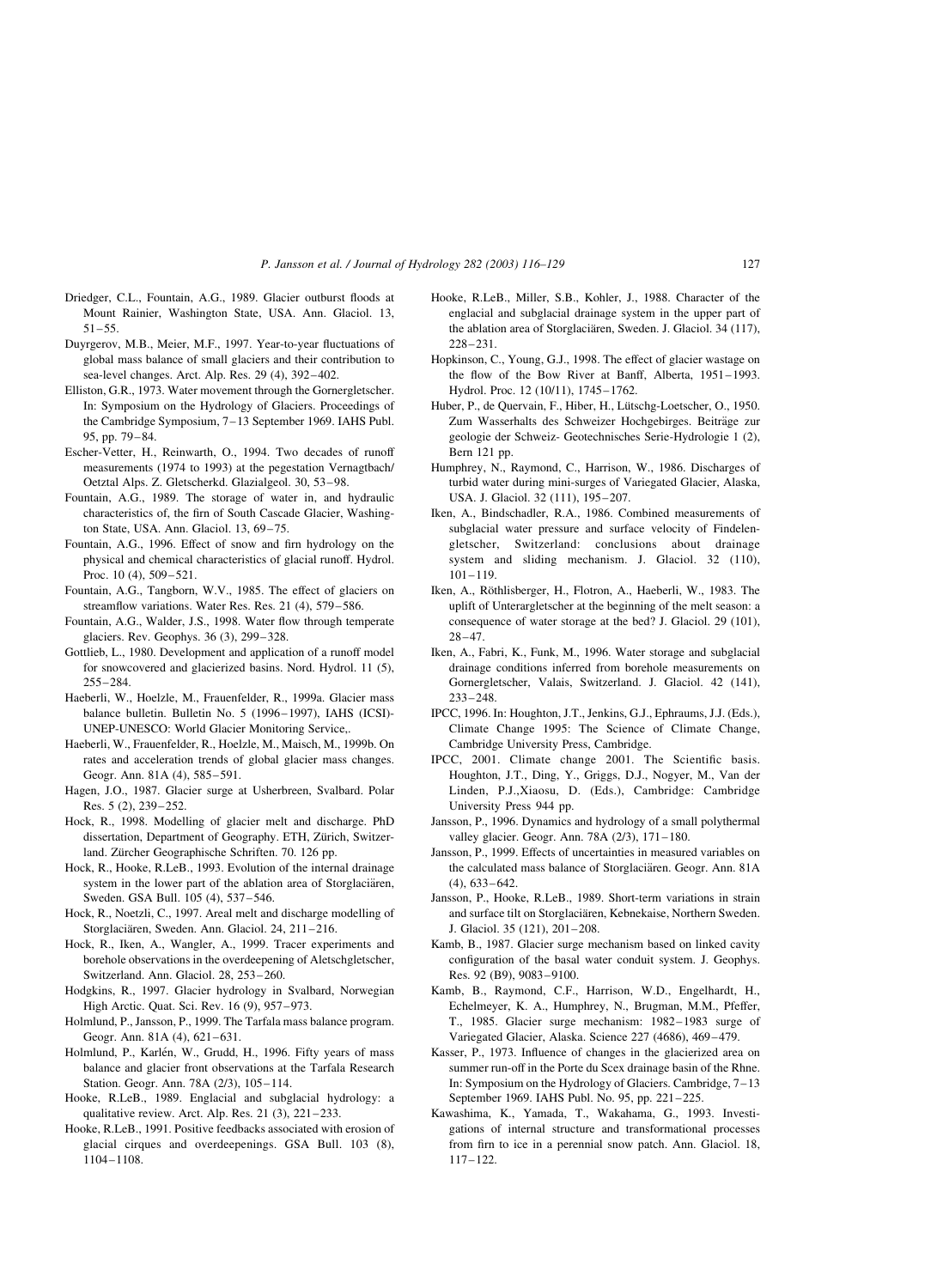Driedger, C.L., Fountain, A.G., 1989. Glacier outburst floods at Mount Rainier, Washington State, USA. Ann. Glaciol. 13, 51–55.

Duyrgerov, M.B., Meier, M.F., 1997. Year-to-year fluctuations of global mass balance of small glaciers and their contribution to sea-level changes. Arct. Alp. Res. 29 (4), 392–402.

Elliston, G.R., 1973. Water movement through the Gornergletscher. In: Symposium on the Hydrology of Glaciers. Proceedings of the Cambridge Symposium, 7–13 September 1969. IAHS Publ. 95, pp. 79–84.

Escher-Vetter, H., Reinwarth, O., 1994. Two decades of runoff measurements (1974 to 1993) at the pegestation Vernagtbach/ Oetztal Alps. Z. Gletscherkd. Glazialgeol. 30, 53–98.

Fountain, A.G., 1989. The storage of water in, and hydraulic characteristics of, the firn of South Cascade Glacier, Washington State, USA. Ann. Glaciol. 13, 69–75.

Fountain, A.G., 1996. Effect of snow and firn hydrology on the physical and chemical characteristics of glacial runoff. Hydrol. Proc. 10 (4), 509–521.

Fountain, A.G., Tangborn, W.V., 1985. The effect of glaciers on streamflow variations. Water Res. Res. 21 (4), 579–586.

Fountain, A.G., Walder, J.S., 1998. Water flow through temperate glaciers. Rev. Geophys. 36 (3), 299–328.

Gottlieb, L., 1980. Development and application of a runoff model for snowcovered and glacierized basins. Nord. Hydrol. 11 (5), 255–284.

Haeberli, W., Hoelzle, M., Frauenfelder, R., 1999a. Glacier mass balance bulletin. Bulletin No. 5 (1996–1997), IAHS (ICSI)-UNEP-UNESCO: World Glacier Monitoring Service,.

Haeberli, W., Frauenfelder, R., Hoelzle, M., Maisch, M., 1999b. On rates and acceleration trends of global glacier mass changes. Geogr. Ann. 81A (4), 585–591.

Hagen, J.O., 1987. Glacier surge at Usherbreen, Svalbard. Polar Res. 5 (2), 239–252.

Hock, R., 1998. Modelling of glacier melt and discharge. PhD dissertation, Department of Geography. ETH, Zürich, Switzerland. Zürcher Geographische Schriften. 70. 126 pp.

Hock, R., Hooke, R.LeB., 1993. Evolution of the internal drainage system in the lower part of the ablation area of Storglaciären, Sweden. GSA Bull. 105 (4), 537–546.

Hock, R., Noetzli, C., 1997. Areal melt and discharge modelling of Storglaciären, Sweden. Ann. Glaciol. 24, 211–216.

Hock, R., Iken, A., Wangler, A., 1999. Tracer experiments and borehole observations in the overdeepening of Aletschgletscher, Switzerland. Ann. Glaciol. 28, 253–260.

Hodgkins, R., 1997. Glacier hydrology in Svalbard, Norwegian High Arctic. Quat. Sci. Rev. 16 (9), 957–973.

Holmlund, P., Jansson, P., 1999. The Tarfala mass balance program. Geogr. Ann. 81A (4), 621–631.

Holmlund, P., Karlén, W., Grudd, H., 1996. Fifty years of mass balance and glacier front observations at the Tarfala Research Station. Geogr. Ann. 78A (2/3), 105–114.

Hooke, R.LeB., 1989. Englacial and subglacial hydrology: a qualitative review. Arct. Alp. Res. 21 (3), 221–233.

Hooke, R.LeB., 1991. Positive feedbacks associated with erosion of glacial cirques and overdeepenings. GSA Bull. 103 (8), 1104–1108.

Hooke, R.LeB., Miller, S.B., Kohler, J., 1988. Character of the englacial and subglacial drainage system in the upper part of the ablation area of Storglaciären, Sweden. J. Glaciol. 34 (117), 228–231.

Hopkinson, C., Young, G.J., 1998. The effect of glacier wastage on the flow of the Bow River at Banff, Alberta, 1951–1993. Hydrol. Proc. 12 (10/11), 1745–1762.

Huber, P., de Quervain, F., Hiber, H., Lütschg-Loetscher, O., 1950. Zum Wasserhalts des Schweizer Hochgebirges. Beiträge zur geologie der Schweiz- Geotechnisches Serie-Hydrologie 1 (2), Bern 121 pp.

Humphrey, N., Raymond, C., Harrison, W., 1986. Discharges of turbid water during mini-surges of Variegated Glacier, Alaska, USA. J. Glaciol. 32 (111), 195–207.

Iken, A., Bindschadler, R.A., 1986. Combined measurements of subglacial water pressure and surface velocity of Findelengletscher, Switzerland: conclusions about drainage system and sliding mechanism. J. Glaciol. 32 (110), 101–119.

Iken, A., Röthlisberger, H., Flotron, A., Haeberli, W., 1983. The uplift of Unteraargletscher at the beginning of the melt season: a consequence of water storage at the bed? J. Glaciol. 29 (101), 28–47.

Iken, A., Fabri, K., Funk, M., 1996. Water storage and subglacial drainage conditions inferred from borehole measurements on Gornergletscher, Valais, Switzerland. J. Glaciol. 42 (141), 233–248.

IPCC, 1996. In: Houghton, J.T., Jenkins, G.J., Ephraums, J.J. (Eds.), Climate Change 1995: The Science of Climate Change, Cambridge University Press, Cambridge.

IPCC, 2001. Climate change 2001. The Scientific basis. Houghton, J.T., Ding, Y., Griggs, D.J., Nogyer, M., Van der Linden, P.J.,Xiaosu, D. (Eds.), Cambridge: Cambridge University Press 944 pp.

Jansson, P., 1996. Dynamics and hydrology of a small polythermal valley glacier. Geogr. Ann. 78A (2/3), 171–180.

Jansson, P., 1999. Effects of uncertainties in measured variables on the calculated mass balance of Storglaciären. Geogr. Ann. 81A (4), 633–642.

Jansson, P., Hooke, R.LeB., 1989. Short-term variations in strain and surface tilt on Storglaciären, Kebnekaise, Northern Sweden. J. Glaciol. 35 (121), 201–208.

Kamb, B., 1987. Glacier surge mechanism based on linked cavity configuration of the basal water conduit system. J. Geophys. Res. 92 (B9), 9083–9100.

Kamb, B., Raymond, C.F., Harrison, W.D., Engelhardt, H., Echelmeyer, K. A., Humphrey, N., Brugman, M.M., Pfeffer, T., 1985. Glacier surge mechanism: 1982–1983 surge of Variegated Glacier, Alaska. Science 227 (4686), 469–479.

Kasser, P., 1973. Influence of changes in the glacierized area on summer run-off in the Porte du Scex drainage basin of the Rhne. In: Symposium on the Hydrology of Glaciers. Cambridge, 7–13 September 1969. IAHS Publ. No. 95, pp. 221–225.

Kawashima, K., Yamada, T., Wakahama, G., 1993. Investigations of internal structure and transformational processes from firn to ice in a perennial snow patch. Ann. Glaciol. 18, 117–122.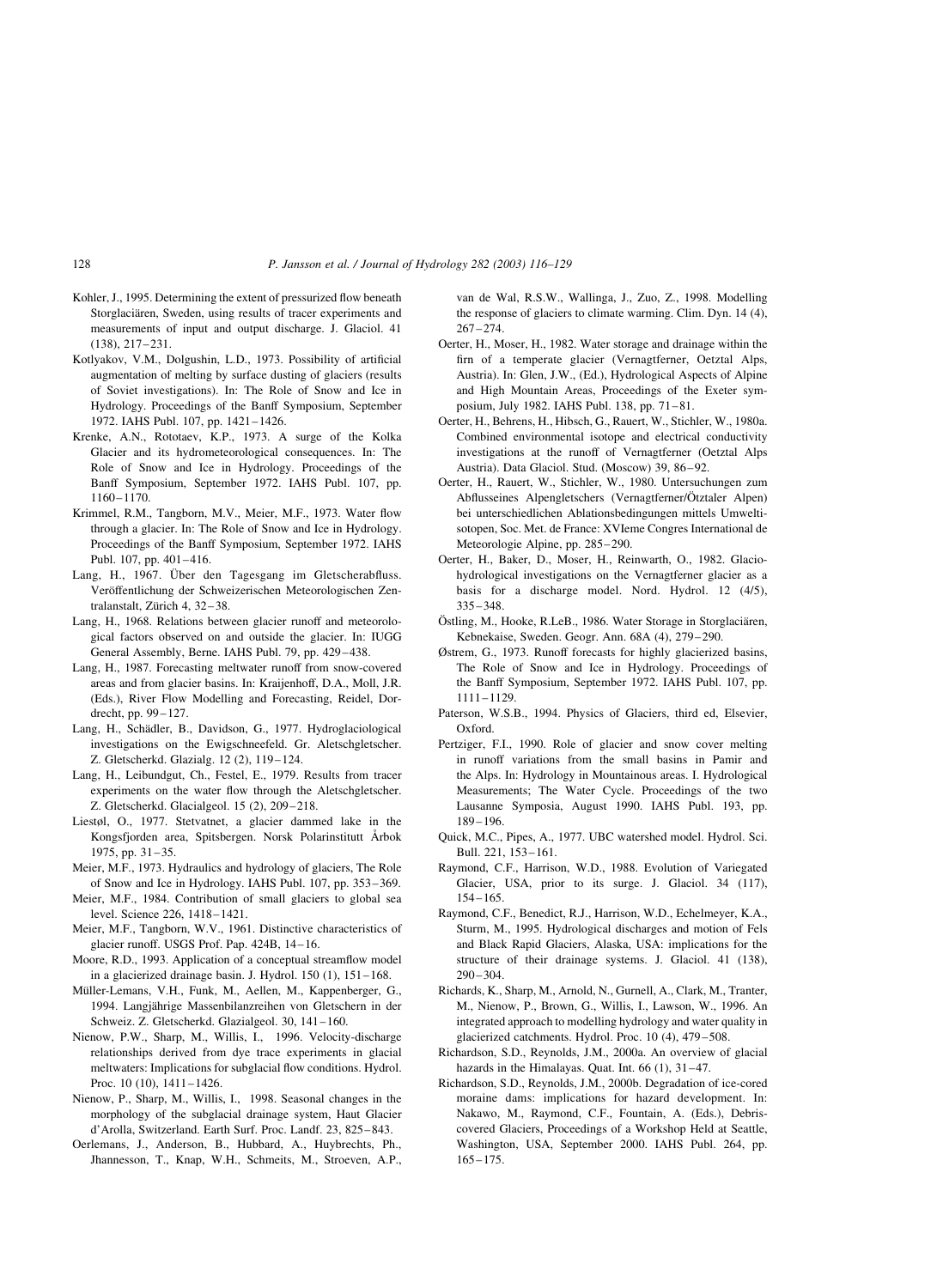Kohler, J., 1995. Determining the extent of pressurized flow beneath Storglaciären, Sweden, using results of tracer experiments and measurements of input and output discharge. J. Glaciol. 41 (138), 217–231.

Kotlyakov, V.M., Dolgushin, L.D., 1973. Possibility of artificial augmentation of melting by surface dusting of glaciers (results of Soviet investigations). In: The Role of Snow and Ice in Hydrology. Proceedings of the Banff Symposium, September 1972. IAHS Publ. 107, pp. 1421–1426.

Krenke, A.N., Rototaev, K.P., 1973. A surge of the Kolka Glacier and its hydrometeorological consequences. In: The Role of Snow and Ice in Hydrology. Proceedings of the Banff Symposium, September 1972. IAHS Publ. 107, pp. 1160–1170.

Krimmel, R.M., Tangborn, M.V., Meier, M.F., 1973. Water flow through a glacier. In: The Role of Snow and Ice in Hydrology. Proceedings of the Banff Symposium, September 1972. IAHS Publ. 107, pp. 401–416.

Lang, H., 1967. Über den Tagesgang im Gletscherabfluss. Veröffentlichung der Schweizerischen Meteorologischen Zentralanstalt, Zürich 4, 32–38.

Lang, H., 1968. Relations between glacier runoff and meteorological factors observed on and outside the glacier. In: IUGG General Assembly, Berne. IAHS Publ. 79, pp. 429–438.

Lang, H., 1987. Forecasting meltwater runoff from snow-covered areas and from glacier basins. In: Kraijenhoff, D.A., Moll, J.R. (Eds.), River Flow Modelling and Forecasting, Reidel, Dordrecht, pp. 99–127.

Lang, H., Schädler, B., Davidson, G., 1977. Hydroglaciological investigations on the Ewigschneefeld. Gr. Aletschgletscher. Z. Gletscherkd. Glazialg. 12 (2), 119–124.

Lang, H., Leibundgut, Ch., Festel, E., 1979. Results from tracer experiments on the water flow through the Aletschgletscher. Z. Gletscherkd. Glacialgeol. 15 (2), 209–218.

Liestøl, O., 1977. Stetvatnet, a glacier dammed lake in the Kongsfjorden area, Spitsbergen. Norsk Polarinstitutt Årbok 1975, pp. 31–35.

Meier, M.F., 1973. Hydraulics and hydrology of glaciers, The Role of Snow and Ice in Hydrology. IAHS Publ. 107, pp. 353–369.

Meier, M.F., 1984. Contribution of small glaciers to global sea level. Science 226, 1418–1421.

Meier, M.F., Tangborn, W.V., 1961. Distinctive characteristics of glacier runoff. USGS Prof. Pap. 424B, 14–16.

Moore, R.D., 1993. Application of a conceptual streamflow model in a glacierized drainage basin. J. Hydrol. 150 (1), 151–168.

Müller-Lemans, V.H., Funk, M., Aellen, M., Kappenberger, G., 1994. Langjährige Massenbilanzreihen von Gletschern in der Schweiz. Z. Gletscherkd. Glazialgeol. 30, 141–160.

Nienow, P.W., Sharp, M., Willis, I., 1996. Velocity-discharge relationships derived from dye trace experiments in glacial meltwaters: Implications for subglacial flow conditions. Hydrol. Proc. 10 (10), 1411–1426.

Nienow, P., Sharp, M., Willis, I., 1998. Seasonal changes in the morphology of the subglacial drainage system, Haut Glacier d'Arolla, Switzerland. Earth Surf. Proc. Landf. 23, 825–843.

Oerlemans, J., Anderson, B., Hubbard, A., Huybrechts, Ph., Jhannesson, T., Knap, W.H., Schmeits, M., Stroeven, A.P., van de Wal, R.S.W., Wallinga, J., Zuo, Z., 1998. Modelling the response of glaciers to climate warming. Clim. Dyn. 14 (4), 267–274.

Oerter, H., Moser, H., 1982. Water storage and drainage within the firn of a temperate glacier (Vernagtferner, Oetztal Alps, Austria). In: Glen, J.W., (Ed.), Hydrological Aspects of Alpine and High Mountain Areas, Proceedings of the Exeter symposium, July 1982. IAHS Publ. 138, pp. 71–81.

Oerter, H., Behrens, H., Hibsch, G., Rauert, W., Stichler, W., 1980a. Combined environmental isotope and electrical conductivity investigations at the runoff of Vernagtferner (Oetztal Alps Austria). Data Glaciol. Stud. (Moscow) 39, 86–92.

Oerter, H., Rauert, W., Stichler, W., 1980. Untersuchungen zum Abflusseines Alpengletschers (Vernagtferner/Ötztaler Alpen) bei unterschiedlichen Ablationsbedingungen mittels Umweltisotopen, Soc. Met. de France: XVIeme Congres International de Meteorologie Alpine, pp. 285–290.

Oerter, H., Baker, D., Moser, H., Reinwarth, O., 1982. Glaciohydrological investigations on the Vernagtferner glacier as a basis for a discharge model. Nord. Hydrol. 12 (4/5), 335–348.

Östling, M., Hooke, R.LeB., 1986. Water Storage in Storglaciären, Kebnekaise, Sweden. Geogr. Ann. 68A (4), 279–290.

Østrem, G., 1973. Runoff forecasts for highly glacierized basins, The Role of Snow and Ice in Hydrology. Proceedings of the Banff Symposium, September 1972. IAHS Publ. 107, pp. 1111–1129.

Paterson, W.S.B., 1994. Physics of Glaciers, third ed, Elsevier, Oxford.

Pertziger, F.I., 1990. Role of glacier and snow cover melting in runoff variations from the small basins in Pamir and the Alps. In: Hydrology in Mountainous areas. I. Hydrological Measurements; The Water Cycle. Proceedings of the two Lausanne Symposia, August 1990. IAHS Publ. 193, pp. 189–196.

Quick, M.C., Pipes, A., 1977. UBC watershed model. Hydrol. Sci. Bull. 221, 153–161.

Raymond, C.F., Harrison, W.D., 1988. Evolution of Variegated Glacier, USA, prior to its surge. J. Glaciol. 34 (117), 154–165.

Raymond, C.F., Benedict, R.J., Harrison, W.D., Echelmeyer, K.A., Sturm, M., 1995. Hydrological discharges and motion of Fels and Black Rapid Glaciers, Alaska, USA: implications for the structure of their drainage systems. J. Glaciol. 41 (138), 290–304.

Richards, K., Sharp, M., Arnold, N., Gurnell, A., Clark, M., Tranter, M., Nienow, P., Brown, G., Willis, I., Lawson, W., 1996. An integrated approach to modelling hydrology and water quality in glacierized catchments. Hydrol. Proc. 10 (4), 479–508.

Richardson, S.D., Reynolds, J.M., 2000a. An overview of glacial hazards in the Himalayas. Quat. Int. 66 (1), 31–47.

Richardson, S.D., Reynolds, J.M., 2000b. Degradation of ice-cored moraine dams: implications for hazard development. In: Nakawo, M., Raymond, C.F., Fountain, A. (Eds.), Debris-covered Glaciers, Proceedings of a Workshop Held at Seattle, Washington, USA, September 2000. IAHS Publ. 264, pp. 165–175.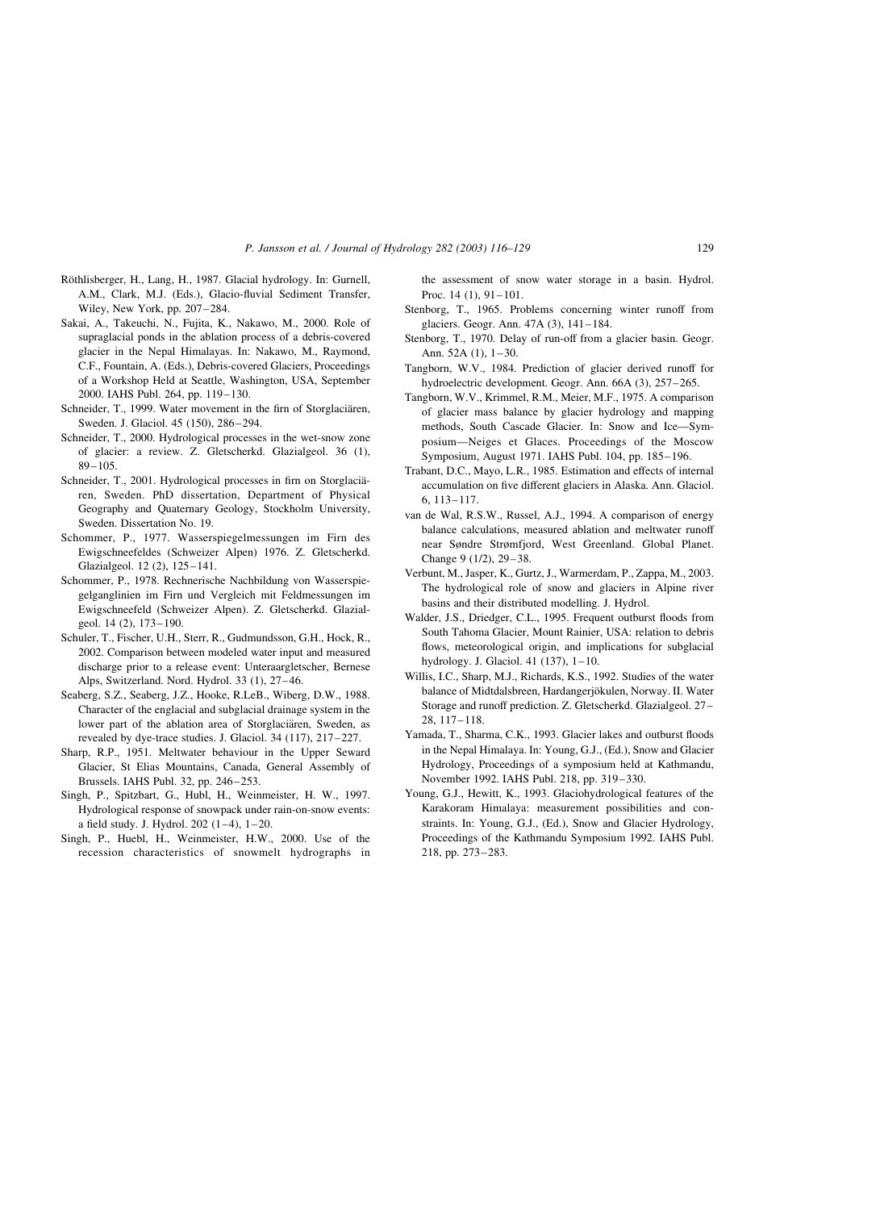Röthlisberger, H., Lang, H., 1987. Glacial hydrology. In: Gurnell, A.M., Clark, M.J. (Eds.), Glacio-fluvial Sediment Transfer, Wiley, New York, pp. 207–284.

Sakai, A., Takeuchi, N., Fujita, K., Nakawo, M., 2000. Role of supraglacial ponds in the ablation process of a debris-covered glacier in the Nepal Himalayas. In: Nakawo, M., Raymond, C.F., Fountain, A. (Eds.), Debris-covered Glaciers, Proceedings of a Workshop Held at Seattle, Washington, USA, September 2000. IAHS Publ. 264, pp. 119–130.

Schneider, T., 1999. Water movement in the firn of Storglaciären, Sweden. J. Glaciol. 45 (150), 286–294.

Schneider, T., 2000. Hydrological processes in the wet-snow zone of glacier: a review. Z. Gletscherkd. Glazialgeol. 36 (1), 89–105.

Schneider, T., 2001. Hydrological processes in firn on Storglaciären, Sweden. PhD dissertation, Department of Physical Geography and Quaternary Geology, Stockholm University, Sweden. Dissertation No. 19.

Schommer, P., 1977. Wasserspiegelmessungen im Firn des Ewigschneefeldes (Schweizer Alpen) 1976. Z. Gletscherkd. Glazialgeol. 12 (2), 125–141.

Schommer, P., 1978. Rechnerische Nachbildung von Wasserspiegelganglinien im Firn und Vergleich mit Feldmessungen im Ewigschneefeld (Schweizer Alpen). Z. Gletscherkd. Glazialgeol. 14 (2), 173–190.

Schuler, T., Fischer, U.H., Sterr, R., Gudmundsson, G.H., Hock, R., 2002. Comparison between modeled water input and measured discharge prior to a release event: Unteraargletscher, Bernese Alps, Switzerland. Nord. Hydrol. 33 (1), 27–46.

Seaberg, S.Z., Seaberg, J.Z., Hooke, R.LeB., Wiberg, D.W., 1988. Character of the englacial and subglacial drainage system in the lower part of the ablation area of Storglaciären, Sweden, as revealed by dye-trace studies. J. Glaciol. 34 (117), 217–227.

Sharp, R.P., 1951. Meltwater behaviour in the Upper Seward Glacier, St Elias Mountains, Canada, General Assembly of Brussels. IAHS Publ. 32, pp. 246–253.

Singh, P., Spitzbart, G., Hubl, H., Weinmeister, H. W., 1997. Hydrological response of snowpack under rain-on-snow events: a field study. J. Hydrol. 202 (1–4), 1–20.

Singh, P., Huebl, H., Weinmeister, H.W., 2000. Use of the recession characteristics of snowmelt hydrographs in the assessment of snow water storage in a basin. Hydrol. Proc. 14 (1), 91–101.

Stenborg, T., 1965. Problems concerning winter runoff from glaciers. Geogr. Ann. 47A (3), 141–184.

Stenborg, T., 1970. Delay of run-off from a glacier basin. Geogr. Ann. 52A (1), 1–30.

Tangborn, W.V., 1984. Prediction of glacier derived runoff for hydroelectric development. Geogr. Ann. 66A (3), 257–265.

Tangborn, W.V., Krimmel, R.M., Meier, M.F., 1975. A comparison of glacier mass balance by glacier hydrology and mapping methods, South Cascade Glacier. In: Snow and Ice—Symposium—Neiges et Glaces. Proceedings of the Moscow Symposium, August 1971. IAHS Publ. 104, pp. 185–196.

Trabant, D.C., Mayo, L.R., 1985. Estimation and effects of internal accumulation on five different glaciers in Alaska. Ann. Glaciol. 6, 113–117.

van de Wal, R.S.W., Russel, A.J., 1994. A comparison of energy balance calculations, measured ablation and meltwater runoff near Søndre Strømfjord, West Greenland. Global Planet. Change 9 (1/2), 29–38.

Verbunt, M., Jasper, K., Gurtz, J., Warmerdam, P., Zappa, M., 2003. The hydrological role of snow and glaciers in Alpine river basins and their distributed modelling. J. Hydrol.

Walder, J.S., Driedger, C.L., 1995. Frequent outburst floods from South Tahoma Glacier, Mount Rainier, USA: relation to debris flows, meteorological origin, and implications for subglacial hydrology. J. Glaciol. 41 (137), 1–10.

Willis, I.C., Sharp, M.J., Richards, K.S., 1992. Studies of the water balance of Midtdalsbreen, Hardangerjökulen, Norway. II. Water Storage and runoff prediction. Z. Gletscherkd. Glazialgeol. 27–28, 117–118.

Yamada, T., Sharma, C.K., 1993. Glacier lakes and outburst floods in the Nepal Himalaya. In: Young, G.J., (Ed.), Snow and Glacier Hydrology, Proceedings of a symposium held at Kathmandu, November 1992. IAHS Publ. 218, pp. 319–330.

Young, G.J., Hewitt, K., 1993. Glaciohydrological features of the Karakoram Himalaya: measurement possibilities and constraints. In: Young, G.J., (Ed.), Snow and Glacier Hydrology, Proceedings of the Kathmandu Symposium 1992. IAHS Publ. 218, pp. 273–283.